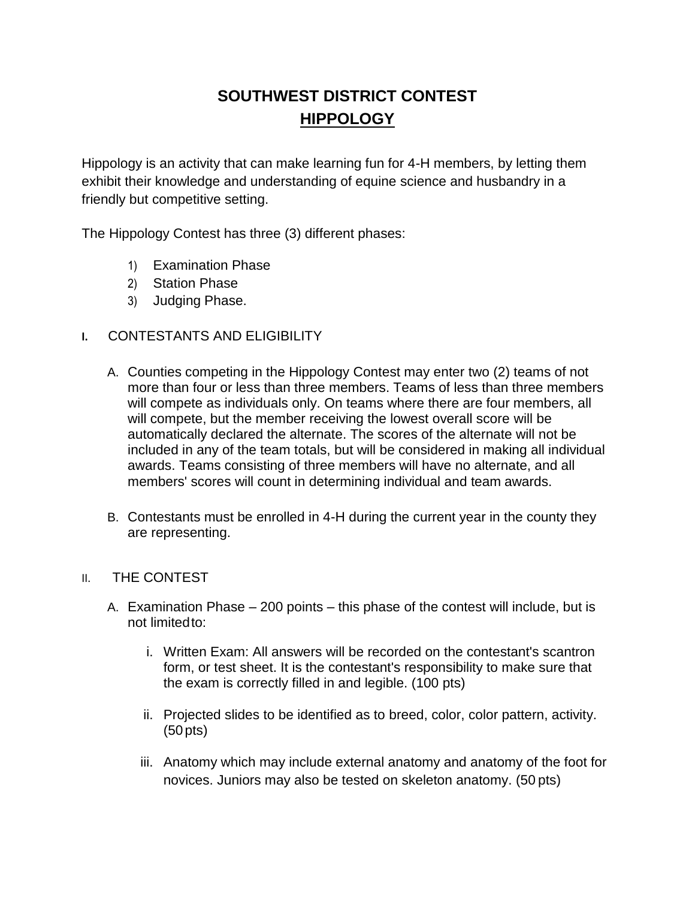# SOUTHWEST DISTRICT CONTEST

## HIPPOLOGY

Hippology is an activity that can make learning fun for 4-H members, by letting them exhibit their knowledge and understanding of equine science and husbandry in a friendly but competitive setting.

The Hippology Contest has three (3) different phases:

1) Examination Phase
2) Station Phase
3) Judging Phase.

**I.** CONTESTANTS AND ELIGIBILITY

A. Counties competing in the Hippology Contest may enter two (2) teams of not more than four or less than three members. Teams of less than three members will compete as individuals only. On teams where there are four members, all will compete, but the member receiving the lowest overall score will be automatically declared the alternate. The scores of the alternate will not be included in any of the team totals, but will be considered in making all individual awards. Teams consisting of three members will have no alternate, and all members' scores will count in determining individual and team awards.

B. Contestants must be enrolled in 4-H during the current year in the county they are representing.

II. THE CONTEST

A. Examination Phase – 200 points – this phase of the contest will include, but is not limited to:

i. Written Exam: All answers will be recorded on the contestant's scantron form, or test sheet. It is the contestant's responsibility to make sure that the exam is correctly filled in and legible. (100 pts)

ii. Projected slides to be identified as to breed, color, color pattern, activity. (50 pts)

iii. Anatomy which may include external anatomy and anatomy of the foot for novices. Juniors may also be tested on skeleton anatomy. (50 pts)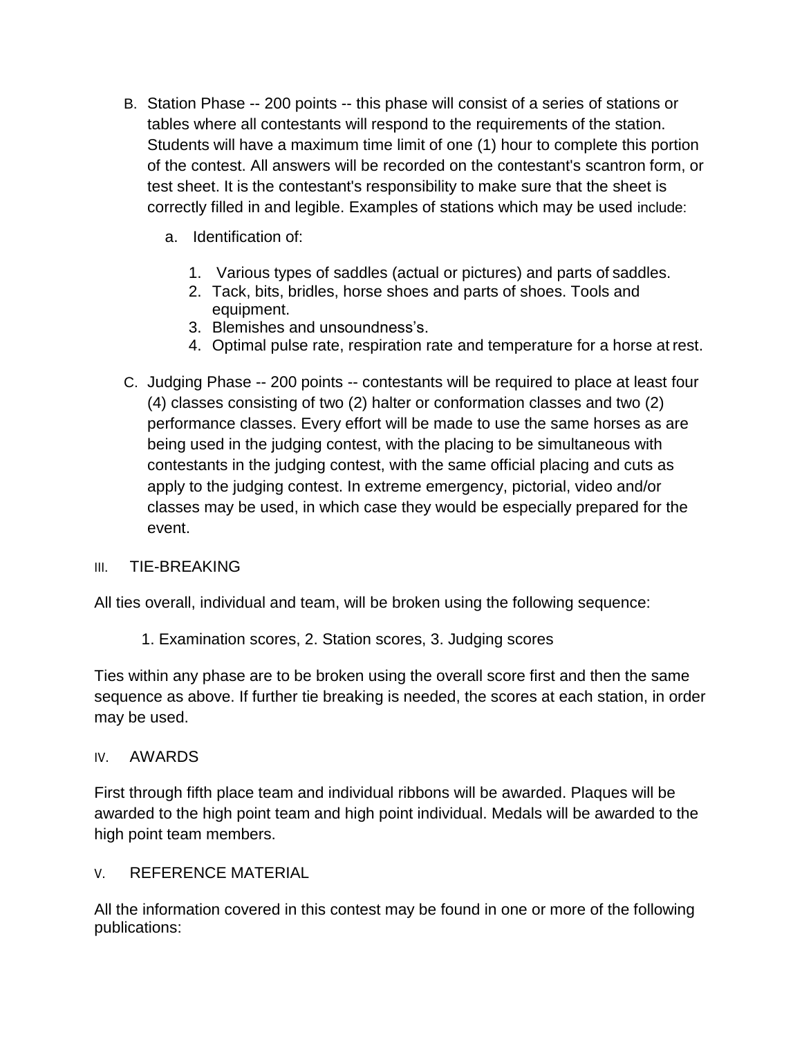B. Station Phase -- 200 points -- this phase will consist of a series of stations or tables where all contestants will respond to the requirements of the station. Students will have a maximum time limit of one (1) hour to complete this portion of the contest. All answers will be recorded on the contestant's scantron form, or test sheet. It is the contestant's responsibility to make sure that the sheet is correctly filled in and legible. Examples of stations which may be used include:

   a. Identification of:

      1. Various types of saddles (actual or pictures) and parts of saddles.
      2. Tack, bits, bridles, horse shoes and parts of shoes. Tools and equipment.
      3. Blemishes and unsoundness's.
      4. Optimal pulse rate, respiration rate and temperature for a horse at rest.

C. Judging Phase -- 200 points -- contestants will be required to place at least four (4) classes consisting of two (2) halter or conformation classes and two (2) performance classes. Every effort will be made to use the same horses as are being used in the judging contest, with the placing to be simultaneous with contestants in the judging contest, with the same official placing and cuts as apply to the judging contest. In extreme emergency, pictorial, video and/or classes may be used, in which case they would be especially prepared for the event.

## III. TIE-BREAKING

All ties overall, individual and team, will be broken using the following sequence:

1. Examination scores, 2. Station scores, 3. Judging scores

Ties within any phase are to be broken using the overall score first and then the same sequence as above. If further tie breaking is needed, the scores at each station, in order may be used.

## IV. AWARDS

First through fifth place team and individual ribbons will be awarded. Plaques will be awarded to the high point team and high point individual. Medals will be awarded to the high point team members.

## V. REFERENCE MATERIAL

All the information covered in this contest may be found in one or more of the following publications: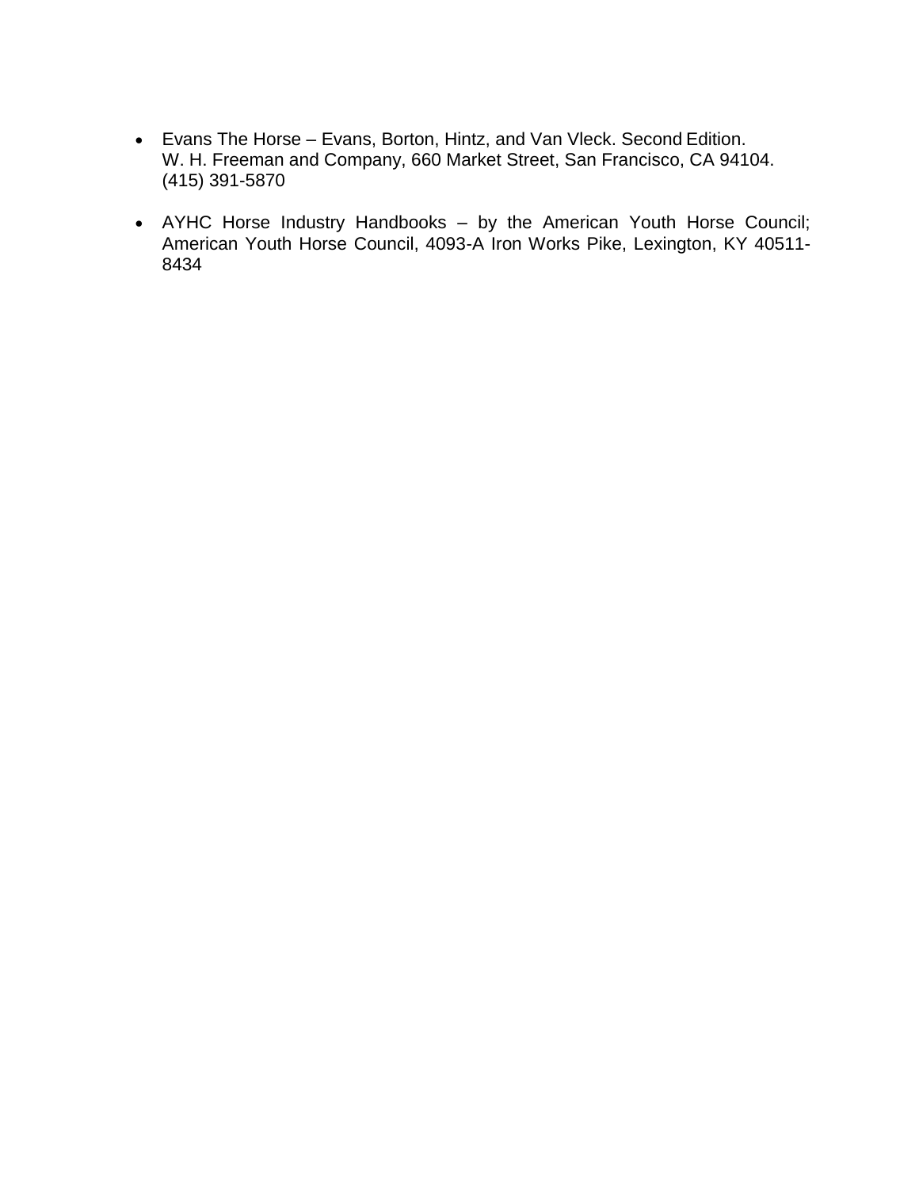- Evans The Horse – Evans, Borton, Hintz, and Van Vleck. Second Edition. W. H. Freeman and Company, 660 Market Street, San Francisco, CA 94104. (415) 391-5870

- AYHC Horse Industry Handbooks – by the American Youth Horse Council; American Youth Horse Council, 4093-A Iron Works Pike, Lexington, KY 40511-8434